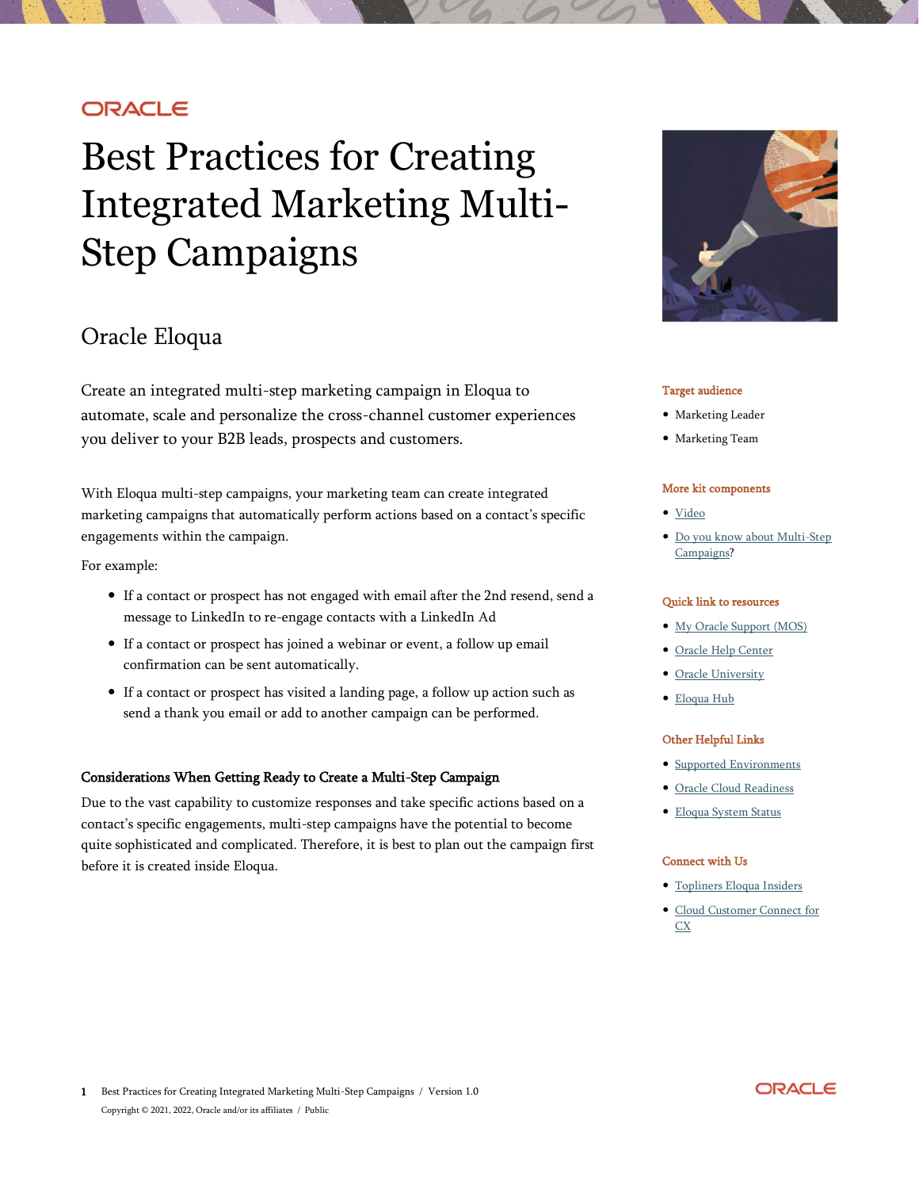ORACLE

# Best Practices for Creating Integrated Marketing Multi-Step Campaigns

## Oracle Eloqua

Create an integrated multi-step marketing campaign in Eloqua to automate, scale and personalize the cross-channel customer experiences you deliver to your B2B leads, prospects and customers.

With Eloqua multi-step campaigns, your marketing team can create integrated marketing campaigns that automatically perform actions based on a contact's specific engagements within the campaign.

For example:

- If a contact or prospect has not engaged with email after the 2nd resend, send a message to LinkedIn to re-engage contacts with a LinkedIn Ad
- If a contact or prospect has joined a webinar or event, a follow up email confirmation can be sent automatically.
- If a contact or prospect has visited a landing page, a follow up action such as send a thank you email or add to another campaign can be performed.

### Considerations When Getting Ready to Create a Multi-Step Campaign

Due to the vast capability to customize responses and take specific actions based on a contact's specific engagements, multi-step campaigns have the potential to become quite sophisticated and complicated. Therefore, it is best to plan out the campaign first before it is created inside Eloqua.

**Target audience**

- Marketing Leader
- Marketing Team

**More kit components**

- Video
- Do you know about Multi-Step Campaigns?

**Quick link to resources**

- My Oracle Support (MOS)
- Oracle Help Center
- Oracle University
- Eloqua Hub

**Other Helpful Links**

- Supported Environments
- Oracle Cloud Readiness
- Eloqua System Status

**Connect with Us**

- Topliners Eloqua Insiders
- Cloud Customer Connect for CX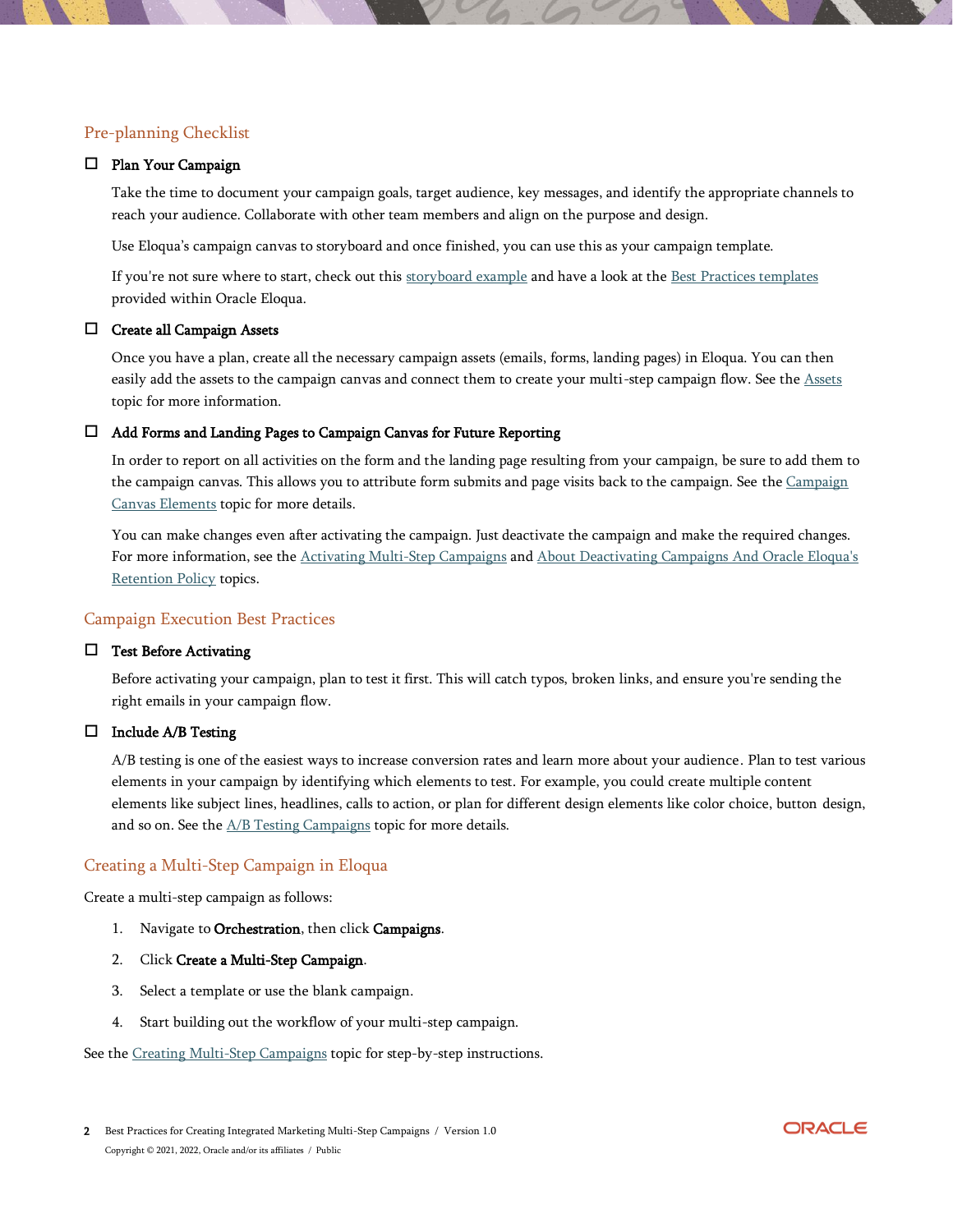## Pre-planning Checklist

- [ ] **Plan Your Campaign**

  Take the time to document your campaign goals, target audience, key messages, and identify the appropriate channels to reach your audience. Collaborate with other team members and align on the purpose and design.

  Use Eloqua's campaign canvas to storyboard and once finished, you can use this as your campaign template.

  If you're not sure where to start, check out this storyboard example and have a look at the Best Practices templates provided within Oracle Eloqua.

- [ ] **Create all Campaign Assets**

  Once you have a plan, create all the necessary campaign assets (emails, forms, landing pages) in Eloqua. You can then easily add the assets to the campaign canvas and connect them to create your multi-step campaign flow. See the Assets topic for more information.

- [ ] **Add Forms and Landing Pages to Campaign Canvas for Future Reporting**

  In order to report on all activities on the form and the landing page resulting from your campaign, be sure to add them to the campaign canvas. This allows you to attribute form submits and page visits back to the campaign. See the Campaign Canvas Elements topic for more details.

  You can make changes even after activating the campaign. Just deactivate the campaign and make the required changes. For more information, see the Activating Multi-Step Campaigns and About Deactivating Campaigns And Oracle Eloqua's Retention Policy topics.

## Campaign Execution Best Practices

- [ ] **Test Before Activating**

  Before activating your campaign, plan to test it first. This will catch typos, broken links, and ensure you're sending the right emails in your campaign flow.

- [ ] **Include A/B Testing**

  A/B testing is one of the easiest ways to increase conversion rates and learn more about your audience. Plan to test various elements in your campaign by identifying which elements to test. For example, you could create multiple content elements like subject lines, headlines, calls to action, or plan for different design elements like color choice, button design, and so on. See the A/B Testing Campaigns topic for more details.

## Creating a Multi-Step Campaign in Eloqua

Create a multi-step campaign as follows:

1. Navigate to **Orchestration**, then click **Campaigns**.
2. Click **Create a Multi-Step Campaign**.
3. Select a template or use the blank campaign.
4. Start building out the workflow of your multi-step campaign.

See the Creating Multi-Step Campaigns topic for step-by-step instructions.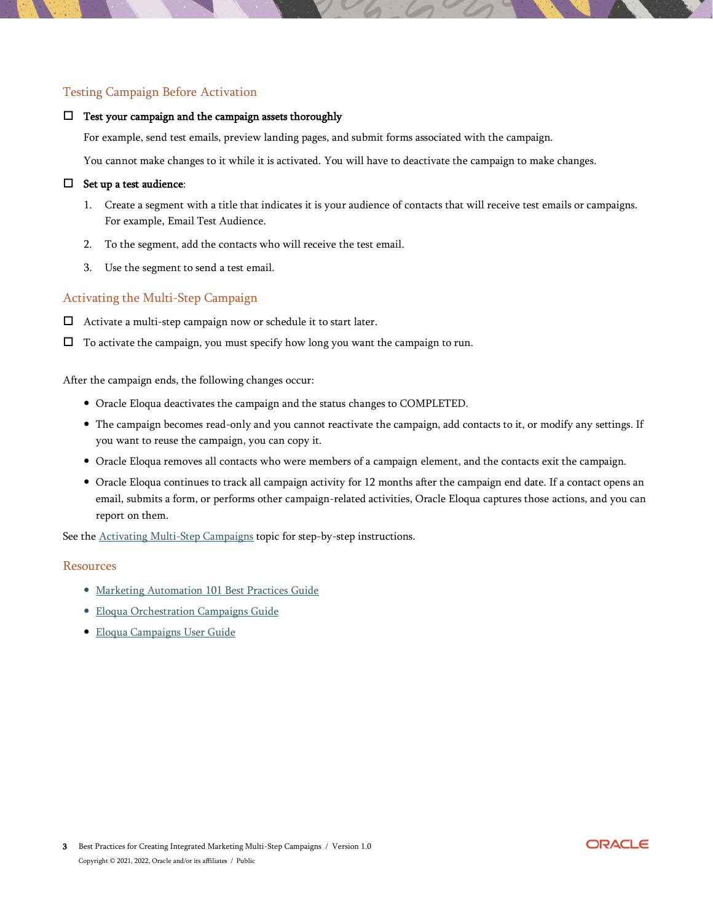## Testing Campaign Before Activation

- [ ] **Test your campaign and the campaign assets thoroughly**

  For example, send test emails, preview landing pages, and submit forms associated with the campaign.

  You cannot make changes to it while it is activated. You will have to deactivate the campaign to make changes.

- [ ] **Set up a test audience**:

  1. Create a segment with a title that indicates it is your audience of contacts that will receive test emails or campaigns. For example, Email Test Audience.
  2. To the segment, add the contacts who will receive the test email.
  3. Use the segment to send a test email.

## Activating the Multi-Step Campaign

- [ ] Activate a multi-step campaign now or schedule it to start later.
- [ ] To activate the campaign, you must specify how long you want the campaign to run.

After the campaign ends, the following changes occur:

- Oracle Eloqua deactivates the campaign and the status changes to COMPLETED.
- The campaign becomes read-only and you cannot reactivate the campaign, add contacts to it, or modify any settings. If you want to reuse the campaign, you can copy it.
- Oracle Eloqua removes all contacts who were members of a campaign element, and the contacts exit the campaign.
- Oracle Eloqua continues to track all campaign activity for 12 months after the campaign end date. If a contact opens an email, submits a form, or performs other campaign-related activities, Oracle Eloqua captures those actions, and you can report on them.

See the Activating Multi-Step Campaigns topic for step-by-step instructions.

## Resources

- Marketing Automation 101 Best Practices Guide
- Eloqua Orchestration Campaigns Guide
- Eloqua Campaigns User Guide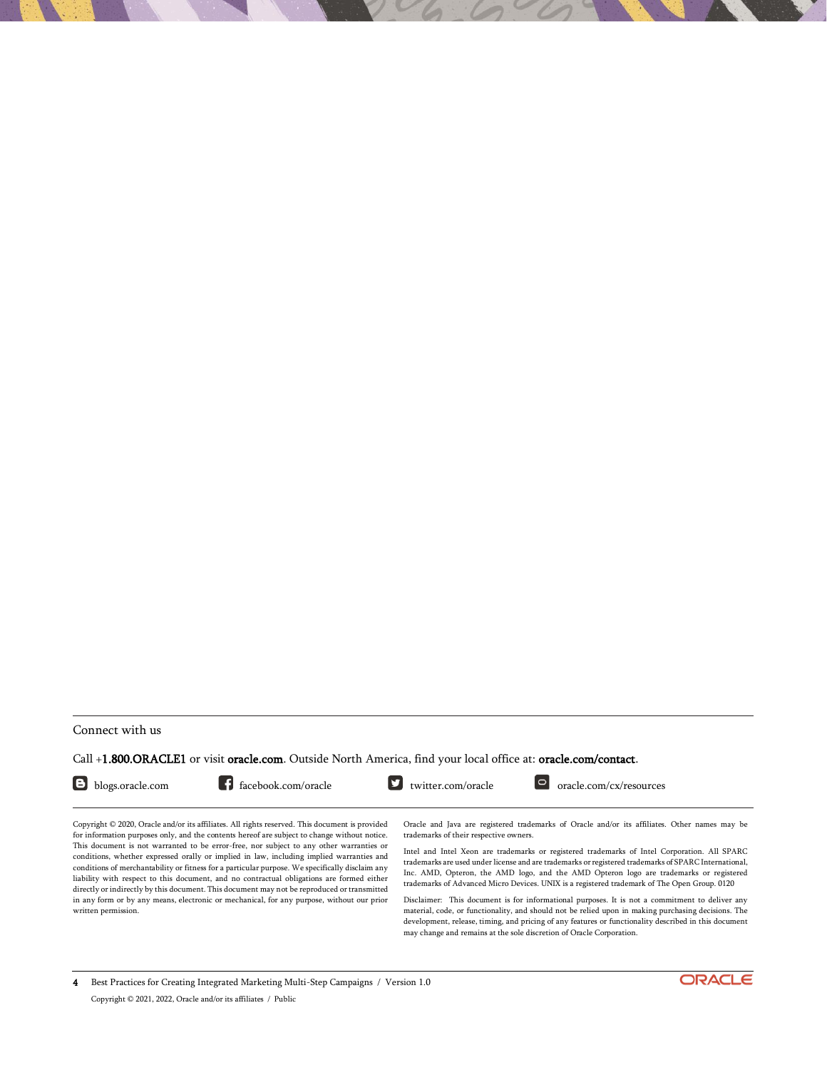Connect with us

Call +**1.800.ORACLE1** or visit **oracle.com**. Outside North America, find your local office at: **oracle.com/contact**.

blogs.oracle.com    facebook.com/oracle    twitter.com/oracle    oracle.com/cx/resources

Copyright © 2020, Oracle and/or its affiliates. All rights reserved. This document is provided for information purposes only, and the contents hereof are subject to change without notice. This document is not warranted to be error-free, nor subject to any other warranties or conditions, whether expressed orally or implied in law, including implied warranties and conditions of merchantability or fitness for a particular purpose. We specifically disclaim any liability with respect to this document, and no contractual obligations are formed either directly or indirectly by this document. This document may not be reproduced or transmitted in any form or by any means, electronic or mechanical, for any purpose, without our prior written permission.

Oracle and Java are registered trademarks of Oracle and/or its affiliates. Other names may be trademarks of their respective owners.

Intel and Intel Xeon are trademarks or registered trademarks of Intel Corporation. All SPARC trademarks are used under license and are trademarks or registered trademarks of SPARC International, Inc. AMD, Opteron, the AMD logo, and the AMD Opteron logo are trademarks or registered trademarks of Advanced Micro Devices. UNIX is a registered trademark of The Open Group. 0120

Disclaimer: This document is for informational purposes. It is not a commitment to deliver any material, code, or functionality, and should not be relied upon in making purchasing decisions. The development, release, timing, and pricing of any features or functionality described in this document may change and remains at the sole discretion of Oracle Corporation.